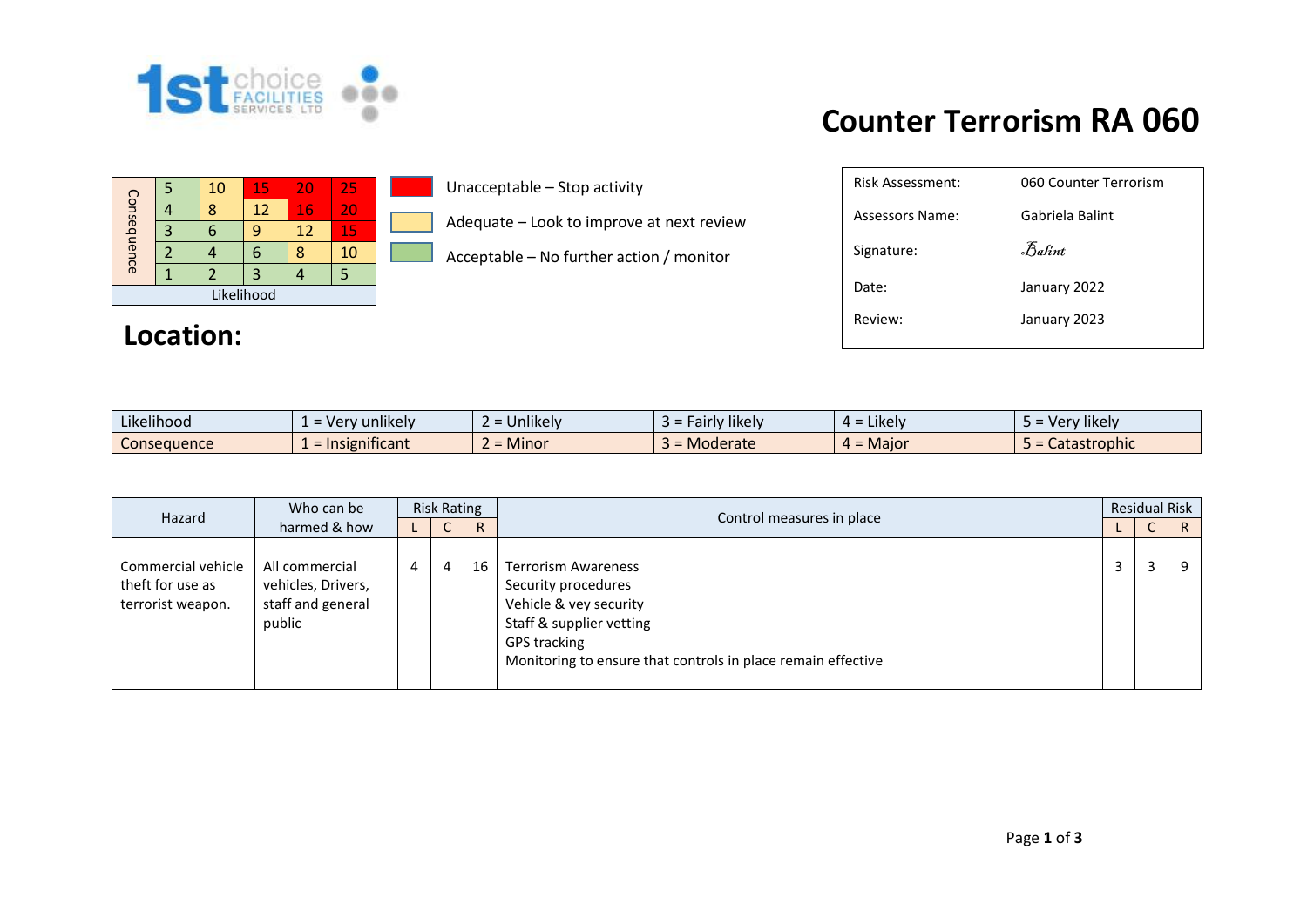1st choice FACILITIES SERVICES LTD

# Counter Terrorism RA 060

| Consequence | | | | | |
|---|---|---|---|---|---|
| | 5 | 10 | 15 | 20 | 25 |
| | 4 | 8 | 12 | 16 | 20 |
| | 3 | 6 | 9 | 12 | 15 |
| | 2 | 4 | 6 | 8 | 10 |
| | 1 | 2 | 3 | 4 | 5 |
| Likelihood | | | | | |

- Unacceptable – Stop activity
- Adequate – Look to improve at next review
- Acceptable – No further action / monitor

| | |
|---|---|
| Risk Assessment: | 060 Counter Terrorism |
| Assessors Name: | Gabriela Balint |
| Signature: | Balint |
| Date: | January 2022 |
| Review: | January 2023 |

## Location:

| Likelihood | 1 = Very unlikely | 2 = Unlikely | 3 = Fairly likely | 4 = Likely | 5 = Very likely |
|---|---|---|---|---|---|
| Consequence | 1 = Insignificant | 2 = Minor | 3 = Moderate | 4 = Major | 5 = Catastrophic |

| Hazard | Who can be harmed & how | Risk Rating | | | Control measures in place | Residual Risk | | |
|---|---|---|---|---|---|---|---|---|
| | | L | C | R | | L | C | R |
| Commercial vehicle theft for use as terrorist weapon. | All commercial vehicles, Drivers, staff and general public | 4 | 4 | 16 | Terrorism Awareness<br>Security procedures<br>Vehicle & vey security<br>Staff & supplier vetting<br>GPS tracking<br>Monitoring to ensure that controls in place remain effective | 3 | 3 | 9 |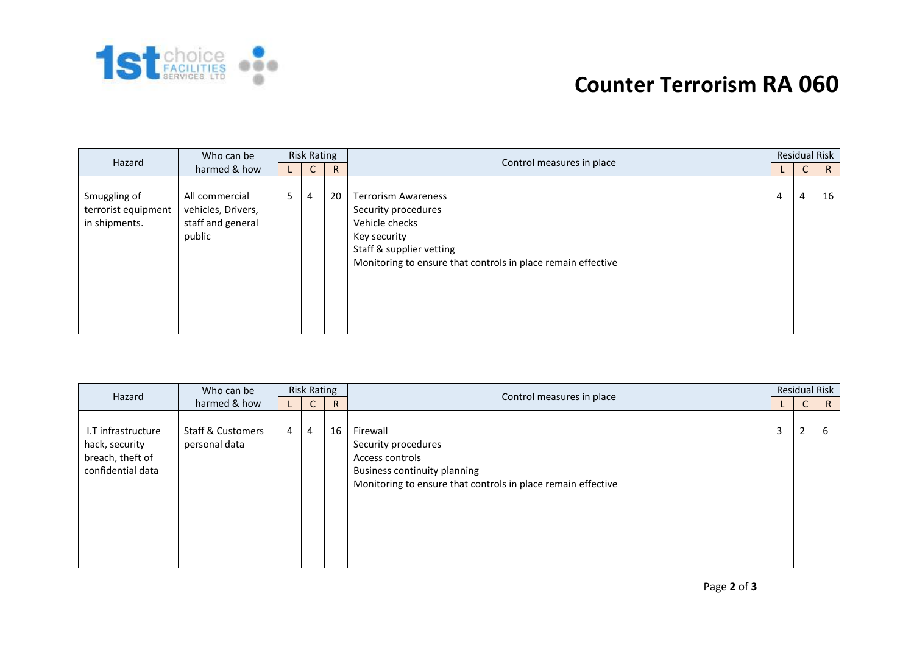# Counter Terrorism RA 060

| Hazard | Who can be harmed & how | Risk Rating | | | Control measures in place | Residual Risk | | |
|---|---|---|---|---|---|---|---|---|
| | | L | C | R | | L | C | R |
| Smuggling of terrorist equipment in shipments. | All commercial vehicles, Drivers, staff and general public | 5 | 4 | 20 | Terrorism Awareness<br>Security procedures<br>Vehicle checks<br>Key security<br>Staff & supplier vetting<br>Monitoring to ensure that controls in place remain effective | 4 | 4 | 16 |

| Hazard | Who can be harmed & how | Risk Rating | | | Control measures in place | Residual Risk | | |
|---|---|---|---|---|---|---|---|---|
| | | L | C | R | | L | C | R |
| I.T infrastructure hack, security breach, theft of confidential data | Staff & Customers personal data | 4 | 4 | 16 | Firewall<br>Security procedures<br>Access controls<br>Business continuity planning<br>Monitoring to ensure that controls in place remain effective | 3 | 2 | 6 |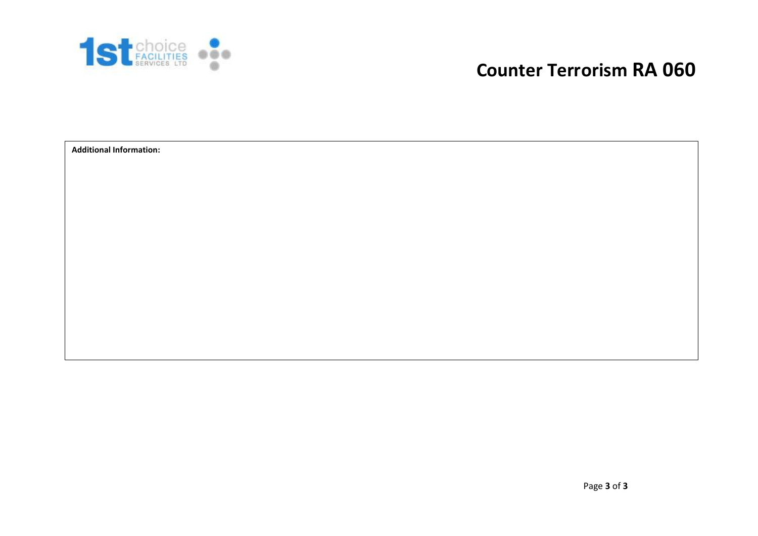# Counter Terrorism RA 060

**Additional Information:**